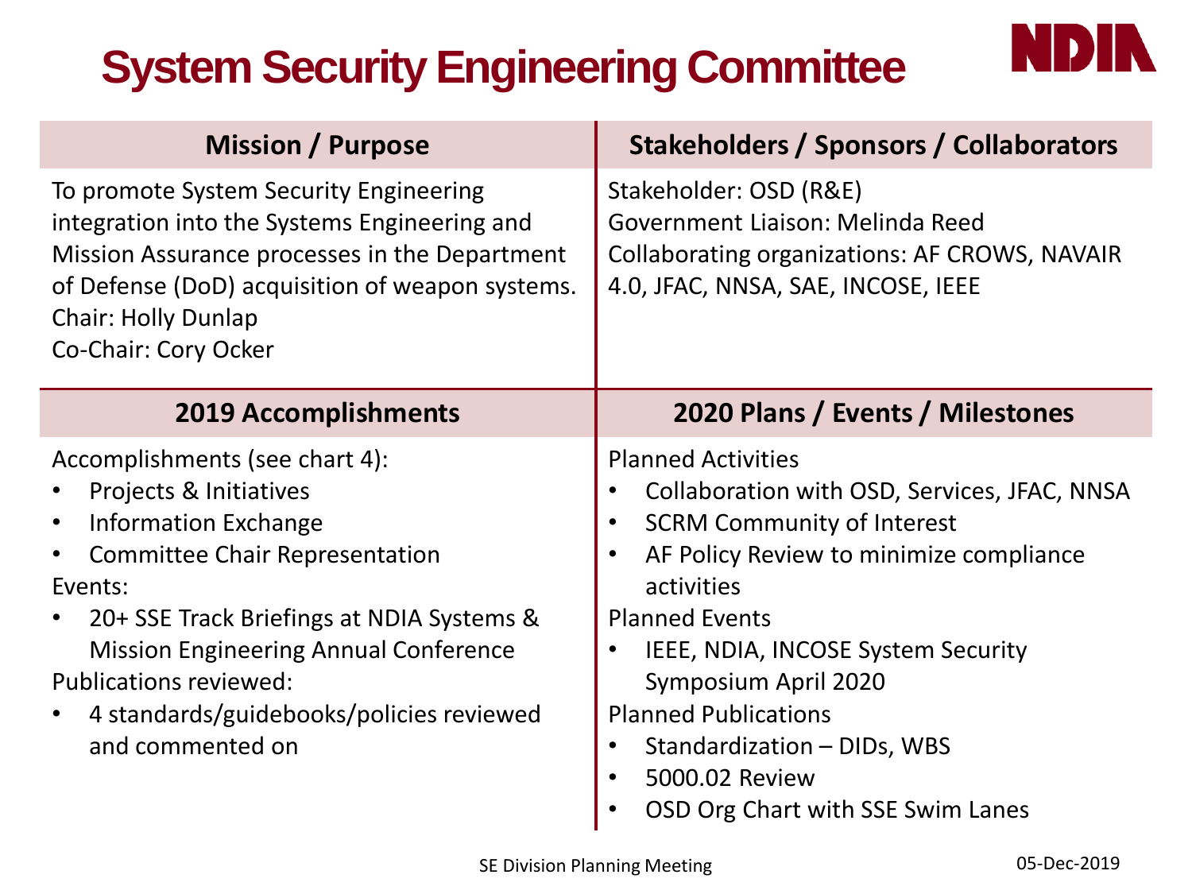# System Security Engineering Committee

NDIA

## Mission / Purpose

To promote System Security Engineering integration into the Systems Engineering and Mission Assurance processes in the Department of Defense (DoD) acquisition of weapon systems.

Chair: Holly Dunlap

Co-Chair: Cory Ocker

## Stakeholders / Sponsors / Collaborators

Stakeholder: OSD (R&E)

Government Liaison: Melinda Reed

Collaborating organizations: AF CROWS, NAVAIR 4.0, JFAC, NNSA, SAE, INCOSE, IEEE

## 2019 Accomplishments

Accomplishments (see chart 4):

- Projects & Initiatives
- Information Exchange
- Committee Chair Representation

Events:

- 20+ SSE Track Briefings at NDIA Systems & Mission Engineering Annual Conference

Publications reviewed:

- 4 standards/guidebooks/policies reviewed and commented on

## 2020 Plans / Events / Milestones

Planned Activities

- Collaboration with OSD, Services, JFAC, NNSA
- SCRM Community of Interest
- AF Policy Review to minimize compliance activities

Planned Events

- IEEE, NDIA, INCOSE System Security Symposium April 2020

Planned Publications

- Standardization – DIDs, WBS
- 5000.02 Review
- OSD Org Chart with SSE Swim Lanes

SE Division Planning Meeting

05-Dec-2019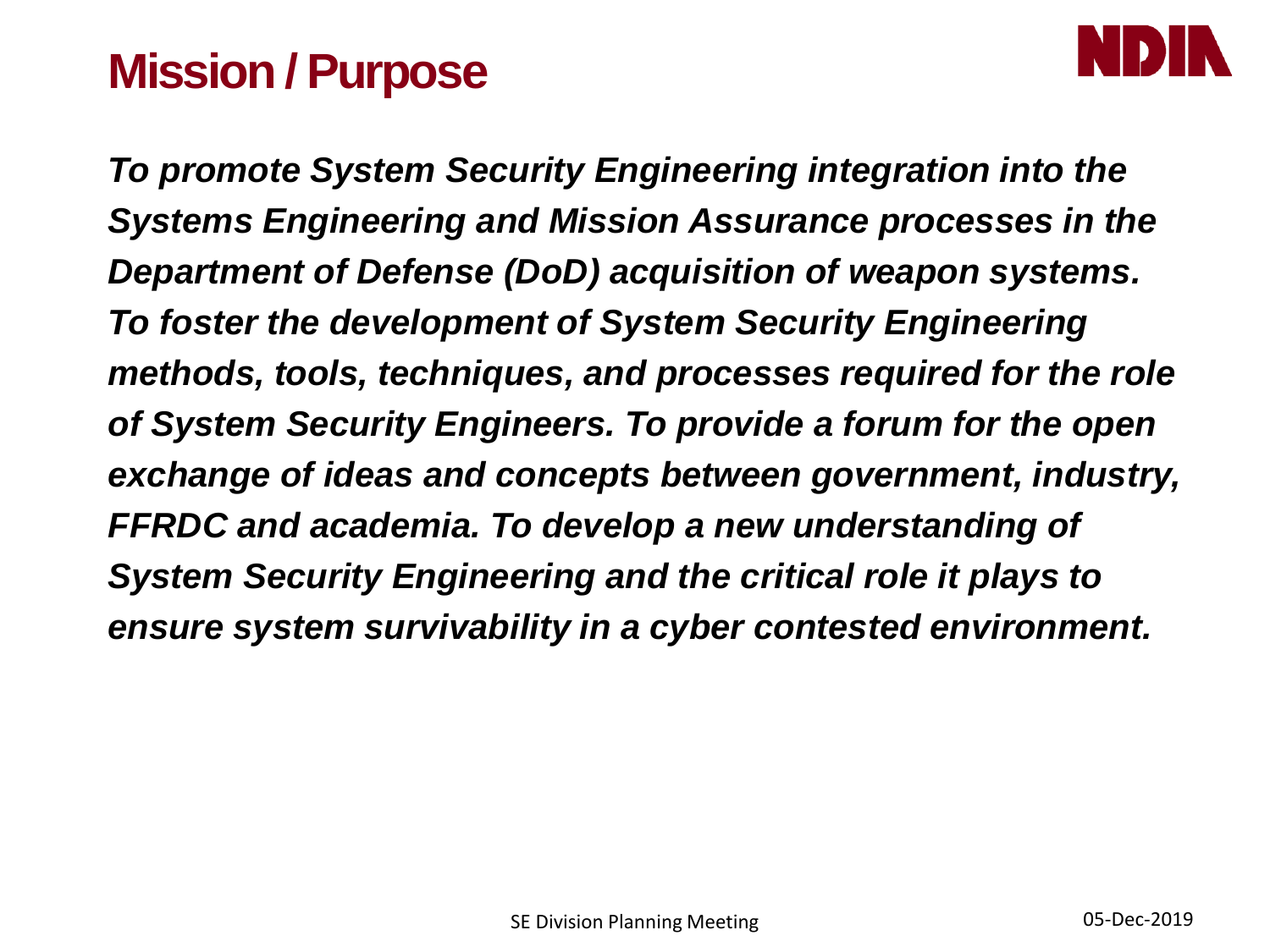# Mission / Purpose

*To promote System Security Engineering integration into the Systems Engineering and Mission Assurance processes in the Department of Defense (DoD) acquisition of weapon systems. To foster the development of System Security Engineering methods, tools, techniques, and processes required for the role of System Security Engineers. To provide a forum for the open exchange of ideas and concepts between government, industry, FFRDC and academia. To develop a new understanding of System Security Engineering and the critical role it plays to ensure system survivability in a cyber contested environment.*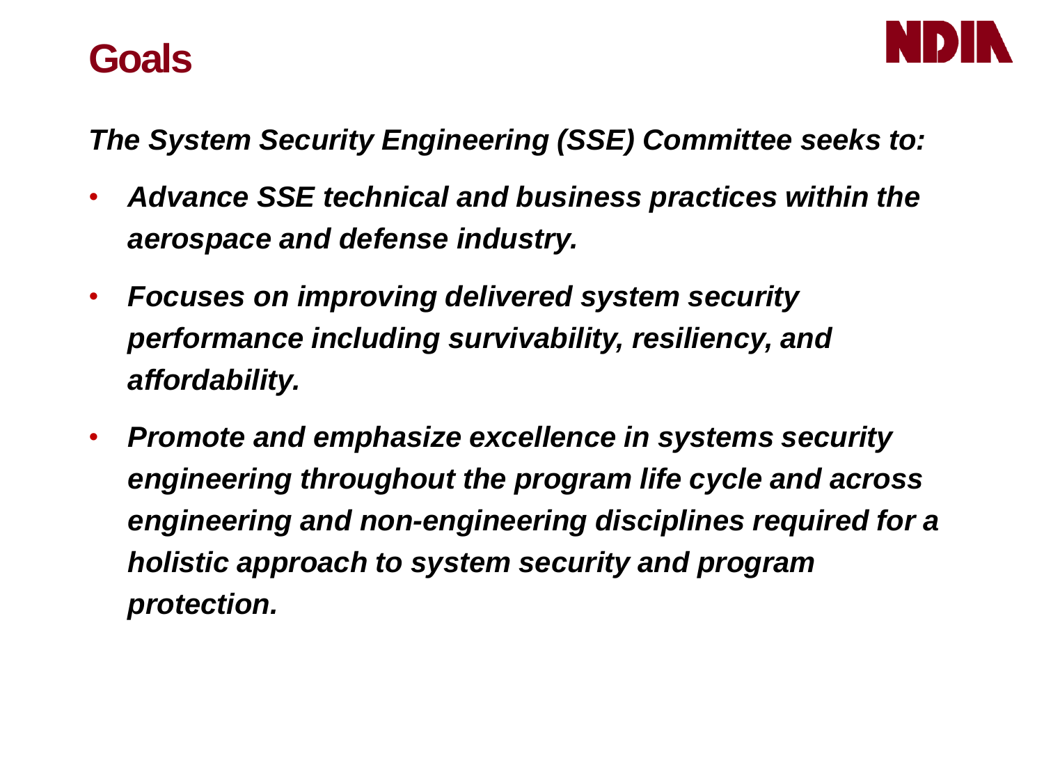# Goals

***The System Security Engineering (SSE) Committee seeks to:***

- ***Advance SSE technical and business practices within the aerospace and defense industry.***
- ***Focuses on improving delivered system security performance including survivability, resiliency, and affordability.***
- ***Promote and emphasize excellence in systems security engineering throughout the program life cycle and across engineering and non-engineering disciplines required for a holistic approach to system security and program protection.***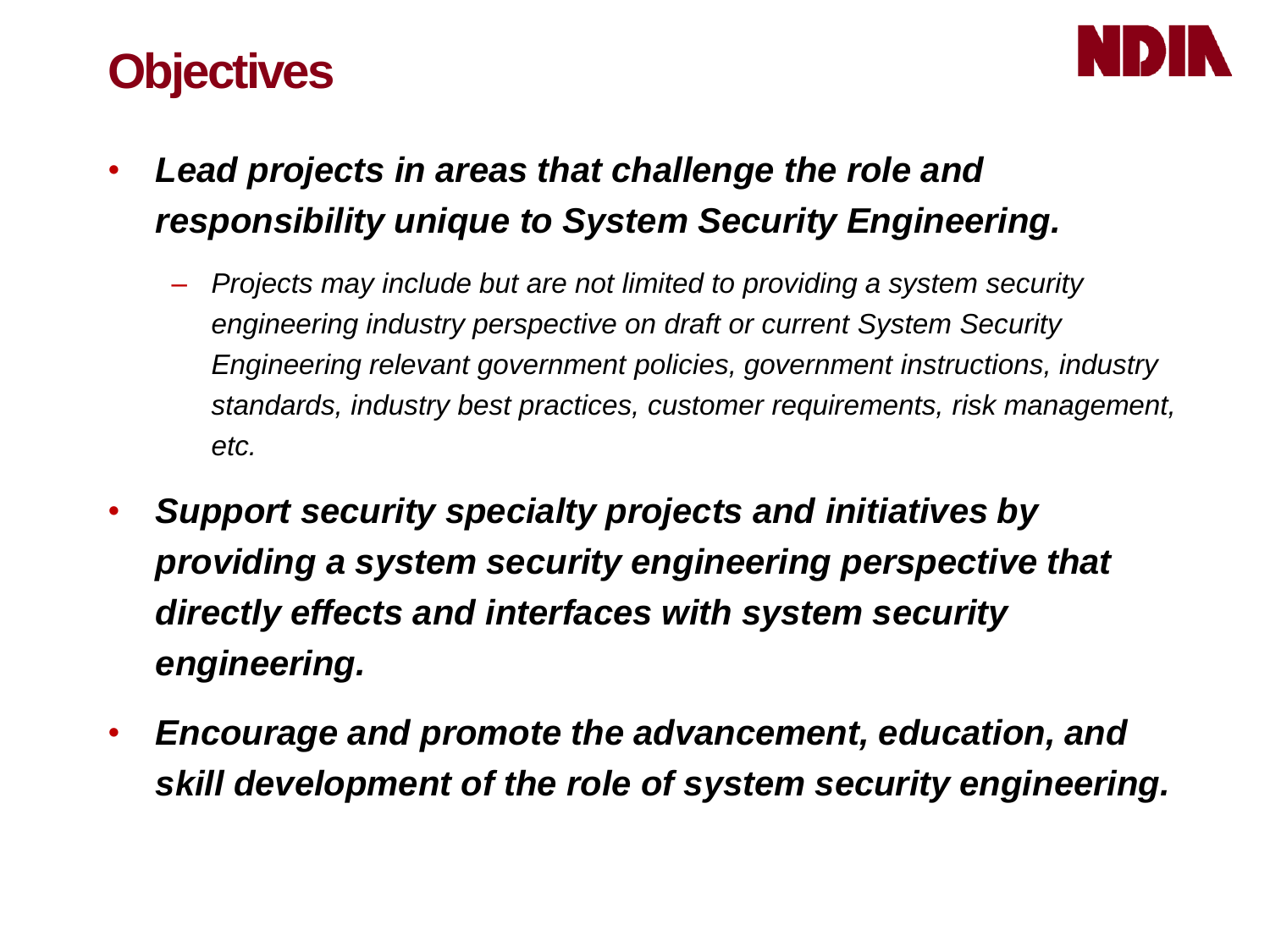# Objectives

- ***Lead projects in areas that challenge the role and responsibility unique to System Security Engineering.***
  - *Projects may include but are not limited to providing a system security engineering industry perspective on draft or current System Security Engineering relevant government policies, government instructions, industry standards, industry best practices, customer requirements, risk management, etc.*
- ***Support security specialty projects and initiatives by providing a system security engineering perspective that directly effects and interfaces with system security engineering.***
- ***Encourage and promote the advancement, education, and skill development of the role of system security engineering.***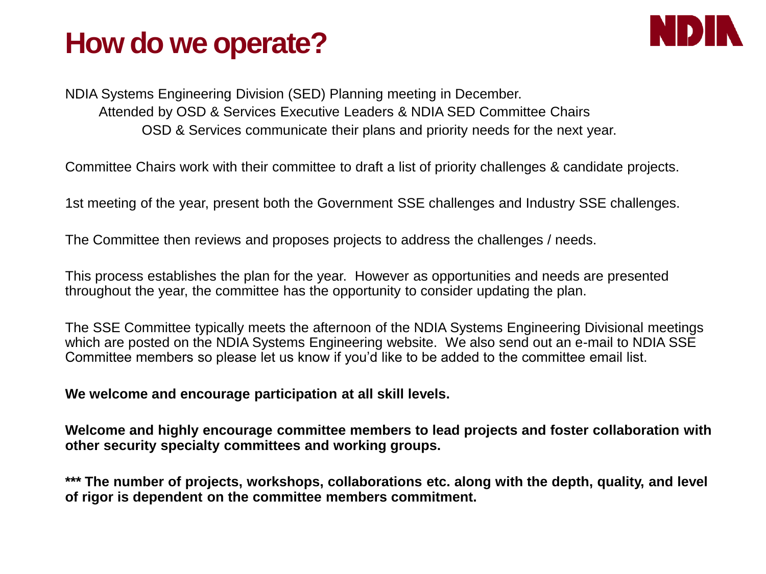# How do we operate?

NDIA Systems Engineering Division (SED) Planning meeting in December.

- Attended by OSD & Services Executive Leaders & NDIA SED Committee Chairs
  - OSD & Services communicate their plans and priority needs for the next year.

Committee Chairs work with their committee to draft a list of priority challenges & candidate projects.

1st meeting of the year, present both the Government SSE challenges and Industry SSE challenges.

The Committee then reviews and proposes projects to address the challenges / needs.

This process establishes the plan for the year. However as opportunities and needs are presented throughout the year, the committee has the opportunity to consider updating the plan.

The SSE Committee typically meets the afternoon of the NDIA Systems Engineering Divisional meetings which are posted on the NDIA Systems Engineering website. We also send out an e-mail to NDIA SSE Committee members so please let us know if you'd like to be added to the committee email list.

**We welcome and encourage participation at all skill levels.**

**Welcome and highly encourage committee members to lead projects and foster collaboration with other security specialty committees and working groups.**

**\*\*\* The number of projects, workshops, collaborations etc. along with the depth, quality, and level of rigor is dependent on the committee members commitment.**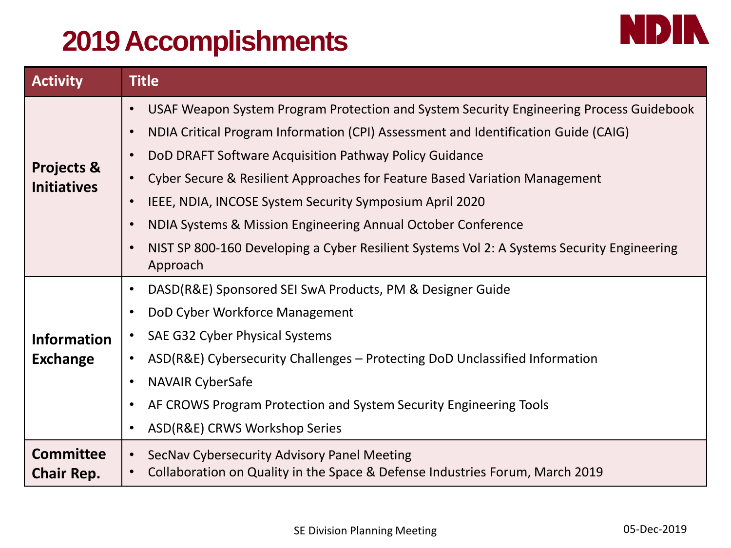# 2019 Accomplishments

| Activity | Title |
|---|---|
| **Projects & Initiatives** | • USAF Weapon System Program Protection and System Security Engineering Process Guidebook<br>• NDIA Critical Program Information (CPI) Assessment and Identification Guide (CAIG)<br>• DoD DRAFT Software Acquisition Pathway Policy Guidance<br>• Cyber Secure & Resilient Approaches for Feature Based Variation Management<br>• IEEE, NDIA, INCOSE System Security Symposium April 2020<br>• NDIA Systems & Mission Engineering Annual October Conference<br>• NIST SP 800-160 Developing a Cyber Resilient Systems Vol 2: A Systems Security Engineering Approach |
| **Information Exchange** | • DASD(R&E) Sponsored SEI SwA Products, PM & Designer Guide<br>• DoD Cyber Workforce Management<br>• SAE G32 Cyber Physical Systems<br>• ASD(R&E) Cybersecurity Challenges – Protecting DoD Unclassified Information<br>• NAVAIR CyberSafe<br>• AF CROWS Program Protection and System Security Engineering Tools<br>• ASD(R&E) CRWS Workshop Series |
| **Committee Chair Rep.** | • SecNav Cybersecurity Advisory Panel Meeting<br>• Collaboration on Quality in the Space & Defense Industries Forum, March 2019 |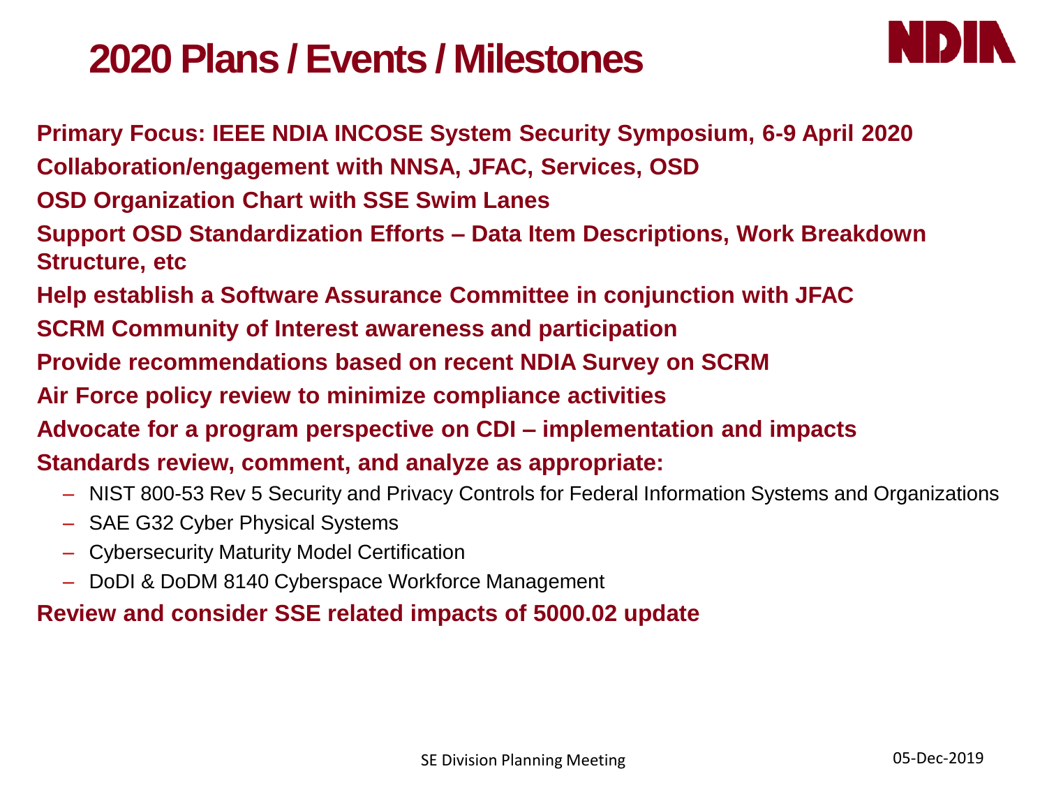# 2020 Plans / Events / Milestones

NDIA

**Primary Focus: IEEE NDIA INCOSE System Security Symposium, 6-9 April 2020**

**Collaboration/engagement with NNSA, JFAC, Services, OSD**

**OSD Organization Chart with SSE Swim Lanes**

**Support OSD Standardization Efforts – Data Item Descriptions, Work Breakdown Structure, etc**

**Help establish a Software Assurance Committee in conjunction with JFAC**

**SCRM Community of Interest awareness and participation**

**Provide recommendations based on recent NDIA Survey on SCRM**

**Air Force policy review to minimize compliance activities**

**Advocate for a program perspective on CDI – implementation and impacts**

**Standards review, comment, and analyze as appropriate:**

- NIST 800-53 Rev 5 Security and Privacy Controls for Federal Information Systems and Organizations
- SAE G32 Cyber Physical Systems
- Cybersecurity Maturity Model Certification
- DoDI & DoDM 8140 Cyberspace Workforce Management

**Review and consider SSE related impacts of 5000.02 update**

SE Division Planning Meeting

05-Dec-2019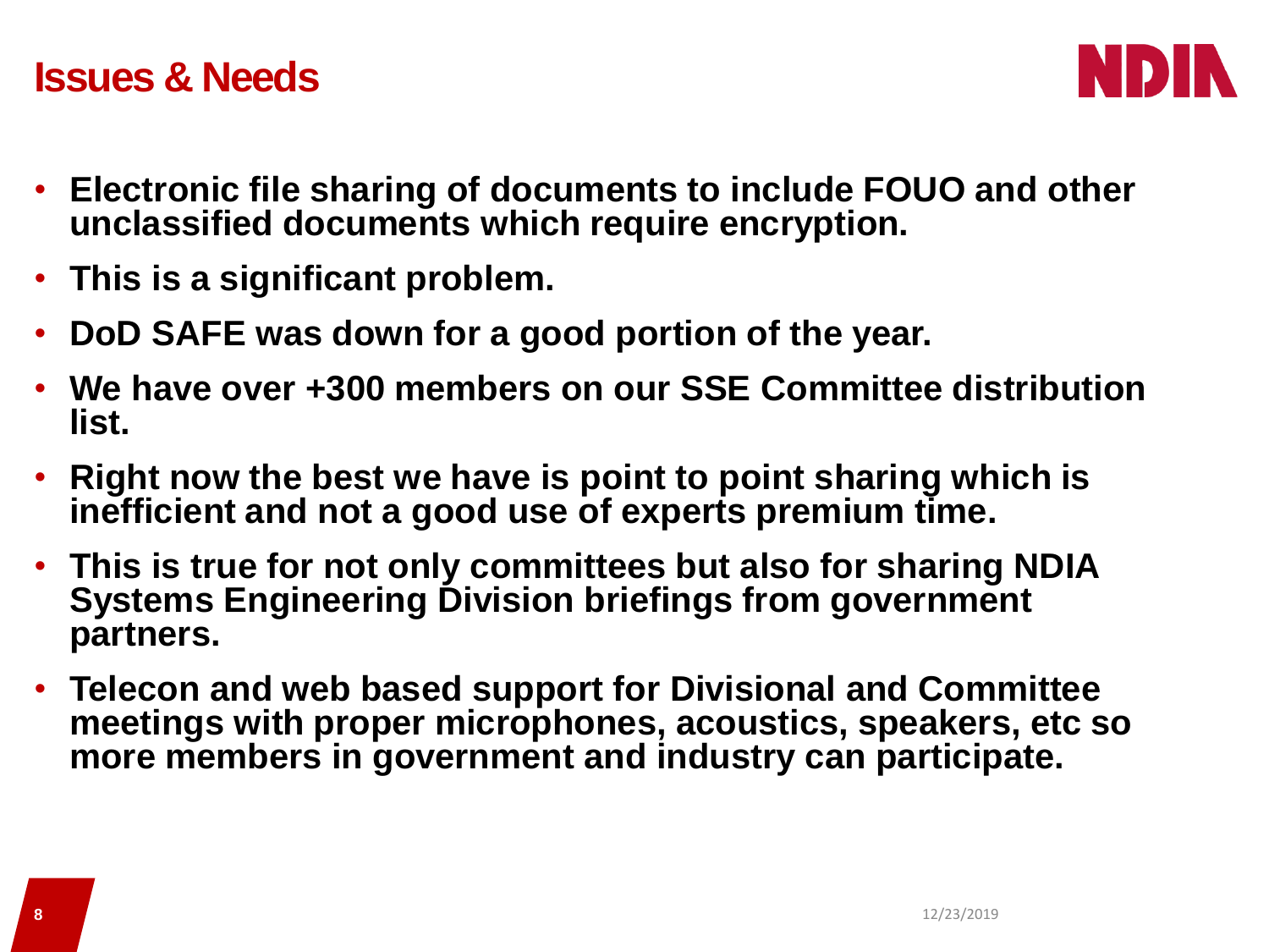## Issues & Needs

- **Electronic file sharing of documents to include FOUO and other unclassified documents which require encryption.**
- **This is a significant problem.**
- **DoD SAFE was down for a good portion of the year.**
- **We have over +300 members on our SSE Committee distribution list.**
- **Right now the best we have is point to point sharing which is inefficient and not a good use of experts premium time.**
- **This is true for not only committees but also for sharing NDIA Systems Engineering Division briefings from government partners.**
- **Telecon and web based support for Divisional and Committee meetings with proper microphones, acoustics, speakers, etc so more members in government and industry can participate.**